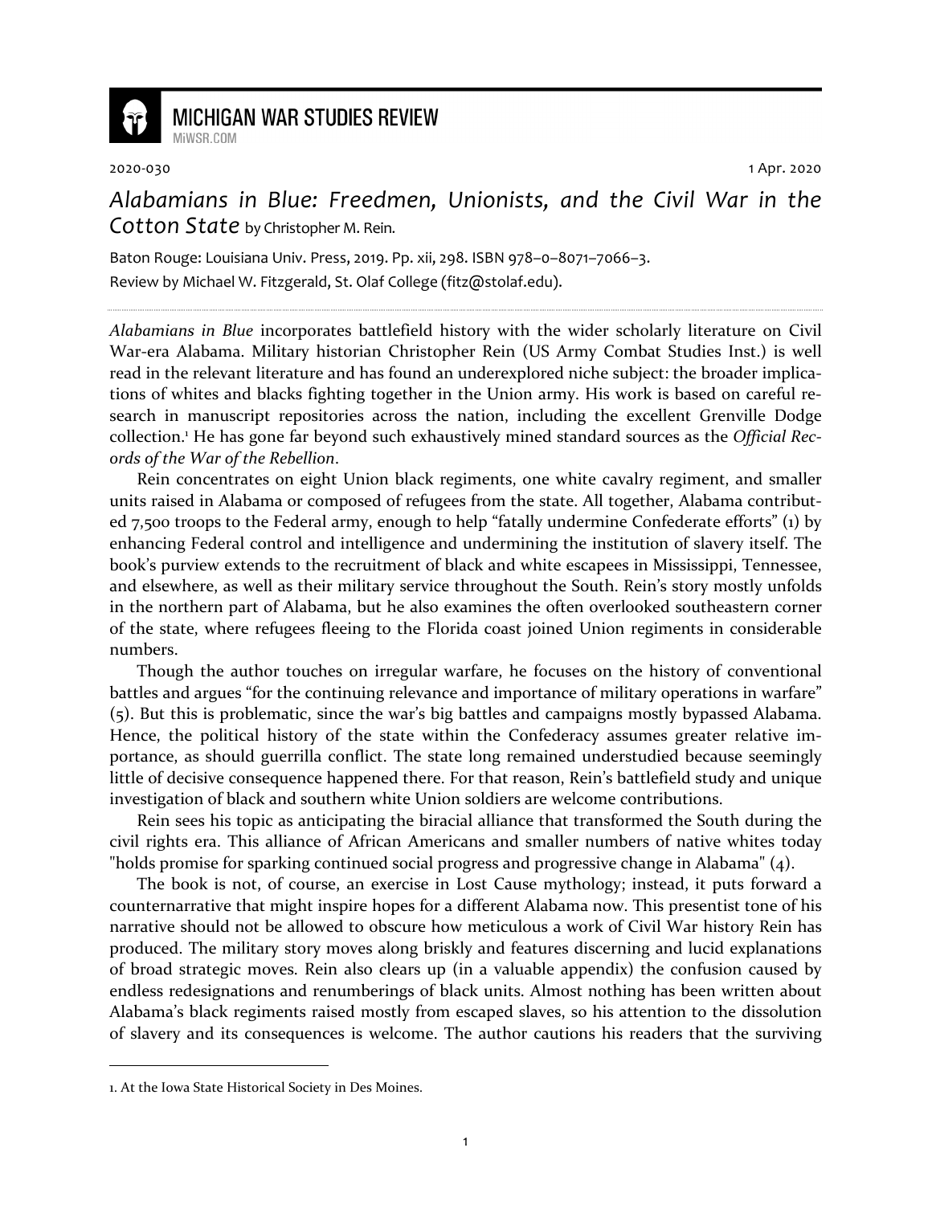2020-030 1 Apr. 2020

# *Alabamians in Blue: Freedmen, Unionists, and the Civil War in the Cotton State* by Christopher M. Rein.

Baton Rouge: Louisiana Univ. Press, 2019. Pp. xii, 298. ISBN 978–0–8071–7066–3.

Review by Michael W. Fitzgerald, St. Olaf College (fitz@stolaf.edu).

---

*Alabamians in Blue* incorporates battlefield history with the wider scholarly literature on Civil War-era Alabama. Military historian Christopher Rein (US Army Combat Studies Inst.) is well read in the relevant literature and has found an underexplored niche subject: the broader implications of whites and blacks fighting together in the Union army. His work is based on careful research in manuscript repositories across the nation, including the excellent Grenville Dodge collection.[1] He has gone far beyond such exhaustively mined standard sources as the *Official Records of the War of the Rebellion*.

Rein concentrates on eight Union black regiments, one white cavalry regiment, and smaller units raised in Alabama or composed of refugees from the state. All together, Alabama contributed 7,500 troops to the Federal army, enough to help "fatally undermine Confederate efforts" (1) by enhancing Federal control and intelligence and undermining the institution of slavery itself. The book's purview extends to the recruitment of black and white escapees in Mississippi, Tennessee, and elsewhere, as well as their military service throughout the South. Rein's story mostly unfolds in the northern part of Alabama, but he also examines the often overlooked southeastern corner of the state, where refugees fleeing to the Florida coast joined Union regiments in considerable numbers.

Though the author touches on irregular warfare, he focuses on the history of conventional battles and argues "for the continuing relevance and importance of military operations in warfare" (5). But this is problematic, since the war's big battles and campaigns mostly bypassed Alabama. Hence, the political history of the state within the Confederacy assumes greater relative importance, as should guerrilla conflict. The state long remained understudied because seemingly little of decisive consequence happened there. For that reason, Rein's battlefield study and unique investigation of black and southern white Union soldiers are welcome contributions.

Rein sees his topic as anticipating the biracial alliance that transformed the South during the civil rights era. This alliance of African Americans and smaller numbers of native whites today "holds promise for sparking continued social progress and progressive change in Alabama" (4).

The book is not, of course, an exercise in Lost Cause mythology; instead, it puts forward a counternarrative that might inspire hopes for a different Alabama now. This presentist tone of his narrative should not be allowed to obscure how meticulous a work of Civil War history Rein has produced. The military story moves along briskly and features discerning and lucid explanations of broad strategic moves. Rein also clears up (in a valuable appendix) the confusion caused by endless redesignations and renumberings of black units. Almost nothing has been written about Alabama's black regiments raised mostly from escaped slaves, so his attention to the dissolution of slavery and its consequences is welcome. The author cautions his readers that the surviving

---

1. At the Iowa State Historical Society in Des Moines.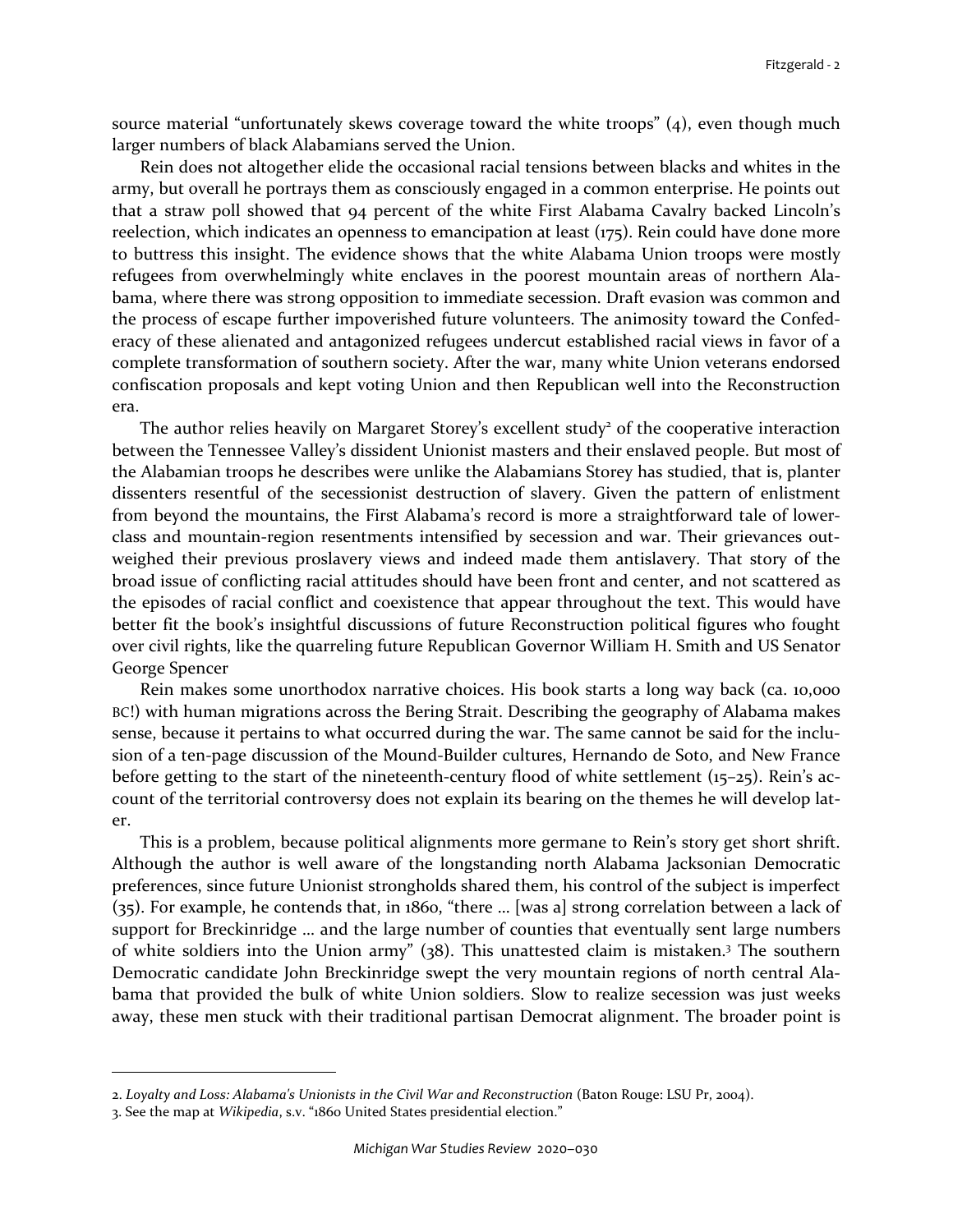source material "unfortunately skews coverage toward the white troops" (4), even though much larger numbers of black Alabamians served the Union.

Rein does not altogether elide the occasional racial tensions between blacks and whites in the army, but overall he portrays them as consciously engaged in a common enterprise. He points out that a straw poll showed that 94 percent of the white First Alabama Cavalry backed Lincoln's reelection, which indicates an openness to emancipation at least (175). Rein could have done more to buttress this insight. The evidence shows that the white Alabama Union troops were mostly refugees from overwhelmingly white enclaves in the poorest mountain areas of northern Alabama, where there was strong opposition to immediate secession. Draft evasion was common and the process of escape further impoverished future volunteers. The animosity toward the Confederacy of these alienated and antagonized refugees undercut established racial views in favor of a complete transformation of southern society. After the war, many white Union veterans endorsed confiscation proposals and kept voting Union and then Republican well into the Reconstruction era.

The author relies heavily on Margaret Storey's excellent study[2] of the cooperative interaction between the Tennessee Valley's dissident Unionist masters and their enslaved people. But most of the Alabamian troops he describes were unlike the Alabamians Storey has studied, that is, planter dissenters resentful of the secessionist destruction of slavery. Given the pattern of enlistment from beyond the mountains, the First Alabama's record is more a straightforward tale of lower-class and mountain-region resentments intensified by secession and war. Their grievances outweighed their previous proslavery views and indeed made them antislavery. That story of the broad issue of conflicting racial attitudes should have been front and center, and not scattered as the episodes of racial conflict and coexistence that appear throughout the text. This would have better fit the book's insightful discussions of future Reconstruction political figures who fought over civil rights, like the quarreling future Republican Governor William H. Smith and US Senator George Spencer

Rein makes some unorthodox narrative choices. His book starts a long way back (ca. 10,000 BC!) with human migrations across the Bering Strait. Describing the geography of Alabama makes sense, because it pertains to what occurred during the war. The same cannot be said for the inclusion of a ten-page discussion of the Mound-Builder cultures, Hernando de Soto, and New France before getting to the start of the nineteenth-century flood of white settlement (15–25). Rein's account of the territorial controversy does not explain its bearing on the themes he will develop later.

This is a problem, because political alignments more germane to Rein's story get short shrift. Although the author is well aware of the longstanding north Alabama Jacksonian Democratic preferences, since future Unionist strongholds shared them, his control of the subject is imperfect (35). For example, he contends that, in 1860, "there … [was a] strong correlation between a lack of support for Breckinridge … and the large number of counties that eventually sent large numbers of white soldiers into the Union army" (38). This unattested claim is mistaken.[3] The southern Democratic candidate John Breckinridge swept the very mountain regions of north central Alabama that provided the bulk of white Union soldiers. Slow to realize secession was just weeks away, these men stuck with their traditional partisan Democrat alignment. The broader point is

---

2. *Loyalty and Loss: Alabama's Unionists in the Civil War and Reconstruction* (Baton Rouge: LSU Pr, 2004).

3. See the map at *Wikipedia*, s.v. "1860 United States presidential election."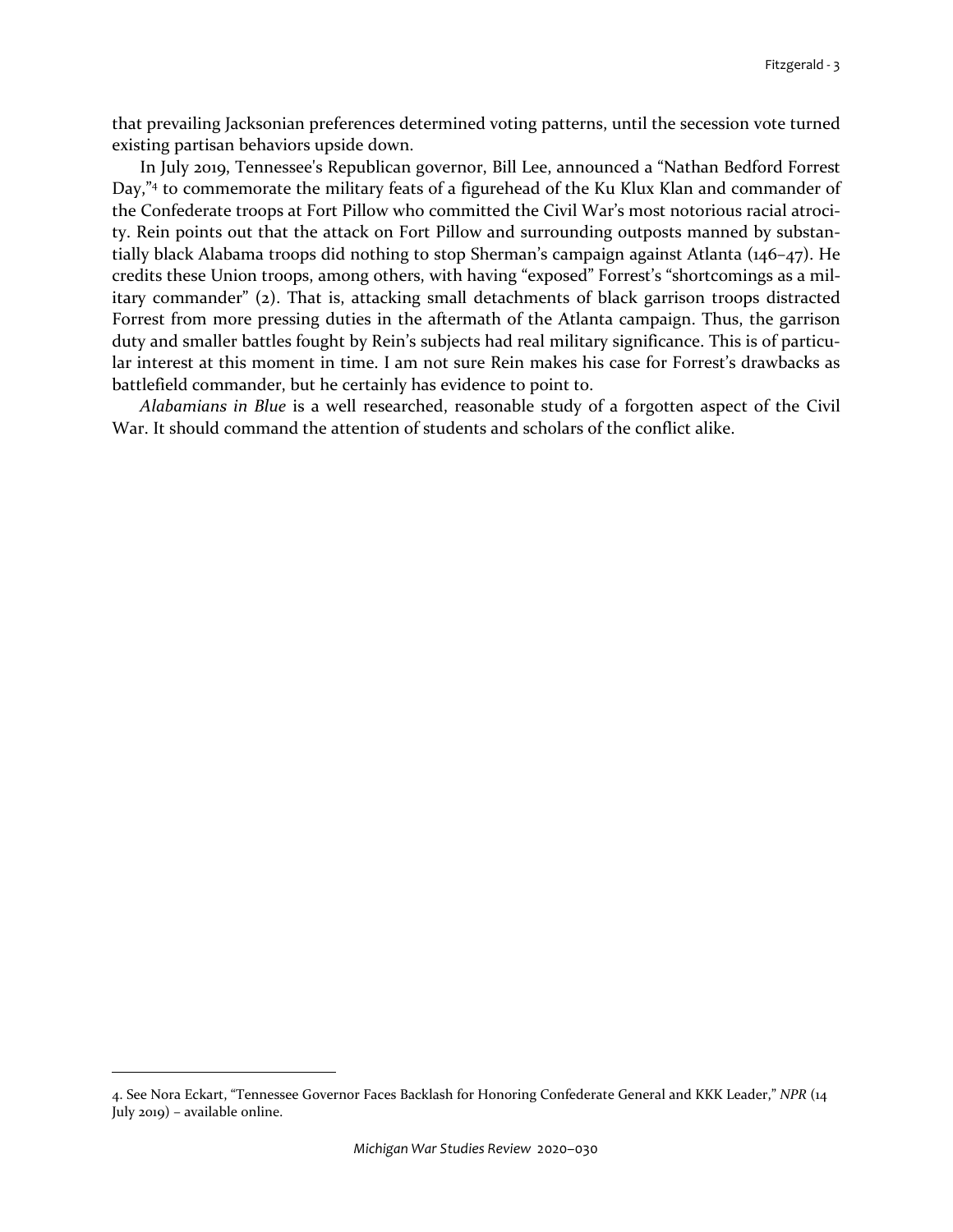that prevailing Jacksonian preferences determined voting patterns, until the secession vote turned existing partisan behaviors upside down.

In July 2019, Tennessee's Republican governor, Bill Lee, announced a "Nathan Bedford Forrest Day,"[4] to commemorate the military feats of a figurehead of the Ku Klux Klan and commander of the Confederate troops at Fort Pillow who committed the Civil War's most notorious racial atrocity. Rein points out that the attack on Fort Pillow and surrounding outposts manned by substantially black Alabama troops did nothing to stop Sherman's campaign against Atlanta (146–47). He credits these Union troops, among others, with having "exposed" Forrest's "shortcomings as a military commander" (2). That is, attacking small detachments of black garrison troops distracted Forrest from more pressing duties in the aftermath of the Atlanta campaign. Thus, the garrison duty and smaller battles fought by Rein's subjects had real military significance. This is of particular interest at this moment in time. I am not sure Rein makes his case for Forrest's drawbacks as battlefield commander, but he certainly has evidence to point to.

*Alabamians in Blue* is a well researched, reasonable study of a forgotten aspect of the Civil War. It should command the attention of students and scholars of the conflict alike.

---

4. See Nora Eckart, "Tennessee Governor Faces Backlash for Honoring Confederate General and KKK Leader," *NPR* (14 July 2019) – available online.